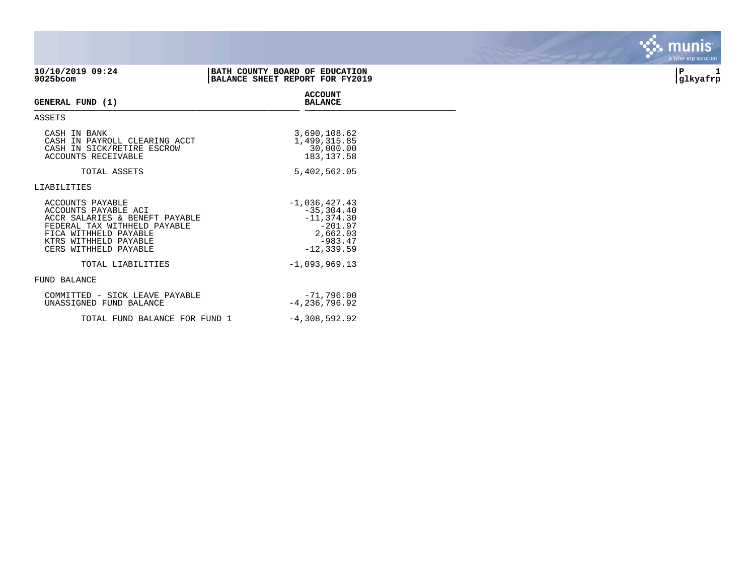**10/10/2019 09:24**
**9025bcom**

**BATH COUNTY BOARD OF EDUCATION**
**BALANCE SHEET REPORT FOR FY2019**

**P 1**
**glkyafrp**

| GENERAL FUND (1) | ACCOUNT BALANCE |
|---|---|
| ASSETS | |
| CASH IN BANK | 3,690,108.62 |
| CASH IN PAYROLL CLEARING ACCT | 1,499,315.85 |
| CASH IN SICK/RETIRE ESCROW | 30,000.00 |
| ACCOUNTS RECEIVABLE | 183,137.58 |
| TOTAL ASSETS | 5,402,562.05 |
| LIABILITIES | |
| ACCOUNTS PAYABLE | -1,036,427.43 |
| ACCOUNTS PAYABLE ACI | -35,304.40 |
| ACCR SALARIES & BENEFT PAYABLE | -11,374.30 |
| FEDERAL TAX WITHHELD PAYABLE | -201.97 |
| FICA WITHHELD PAYABLE | 2,662.03 |
| KTRS WITHHELD PAYABLE | -983.47 |
| CERS WITHHELD PAYABLE | -12,339.59 |
| TOTAL LIABILITIES | -1,093,969.13 |
| FUND BALANCE | |
| COMMITTED - SICK LEAVE PAYABLE | -71,796.00 |
| UNASSIGNED FUND BALANCE | -4,236,796.92 |
| TOTAL FUND BALANCE FOR FUND 1 | -4,308,592.92 |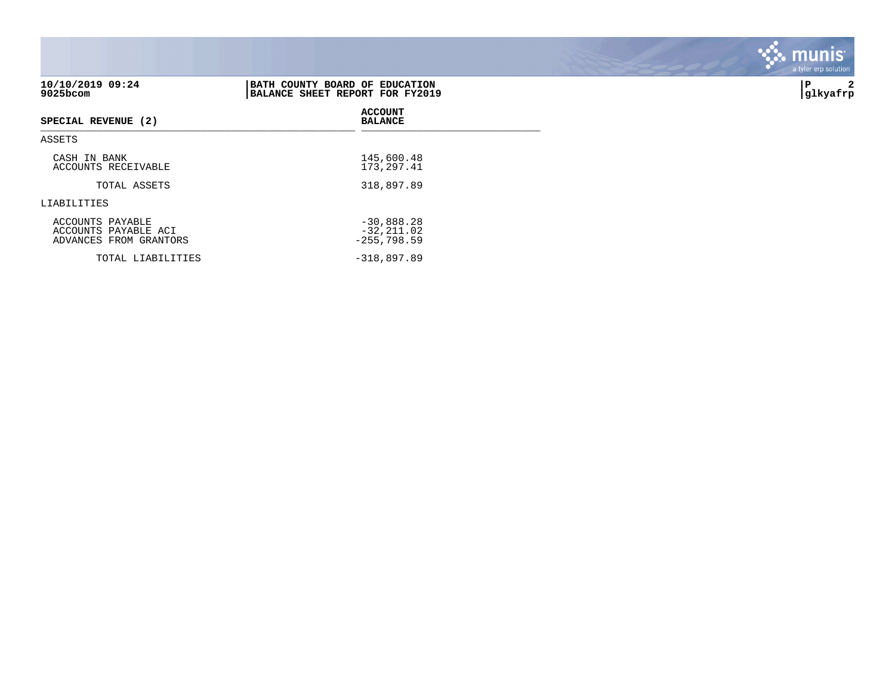**10/10/2019 09:24**
**9025bcom**

**BATH COUNTY BOARD OF EDUCATION**
**BALANCE SHEET REPORT FOR FY2019**

**P 2**
**glkyafrp**

| SPECIAL REVENUE (2) | ACCOUNT BALANCE |
|---|---|
| ASSETS | |
| CASH IN BANK | 145,600.48 |
| ACCOUNTS RECEIVABLE | 173,297.41 |
| TOTAL ASSETS | 318,897.89 |
| LIABILITIES | |
| ACCOUNTS PAYABLE | -30,888.28 |
| ACCOUNTS PAYABLE ACI | -32,211.02 |
| ADVANCES FROM GRANTORS | -255,798.59 |
| TOTAL LIABILITIES | -318,897.89 |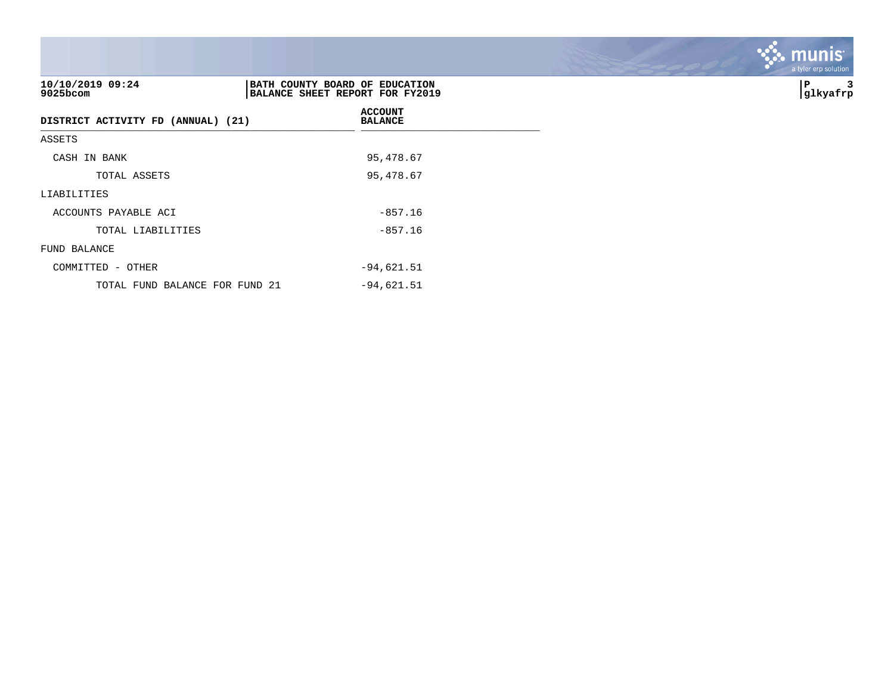10/10/2019 09:24
9025bcom

**BATH COUNTY BOARD OF EDUCATION**
**BALANCE SHEET REPORT FOR FY2019**

| DISTRICT ACTIVITY FD (ANNUAL) (21) | ACCOUNT BALANCE |
|---|---|
| ASSETS | |
| CASH IN BANK | 95,478.67 |
| TOTAL ASSETS | 95,478.67 |
| LIABILITIES | |
| ACCOUNTS PAYABLE ACI | -857.16 |
| TOTAL LIABILITIES | -857.16 |
| FUND BALANCE | |
| COMMITTED - OTHER | -94,621.51 |
| TOTAL FUND BALANCE FOR FUND 21 | -94,621.51 |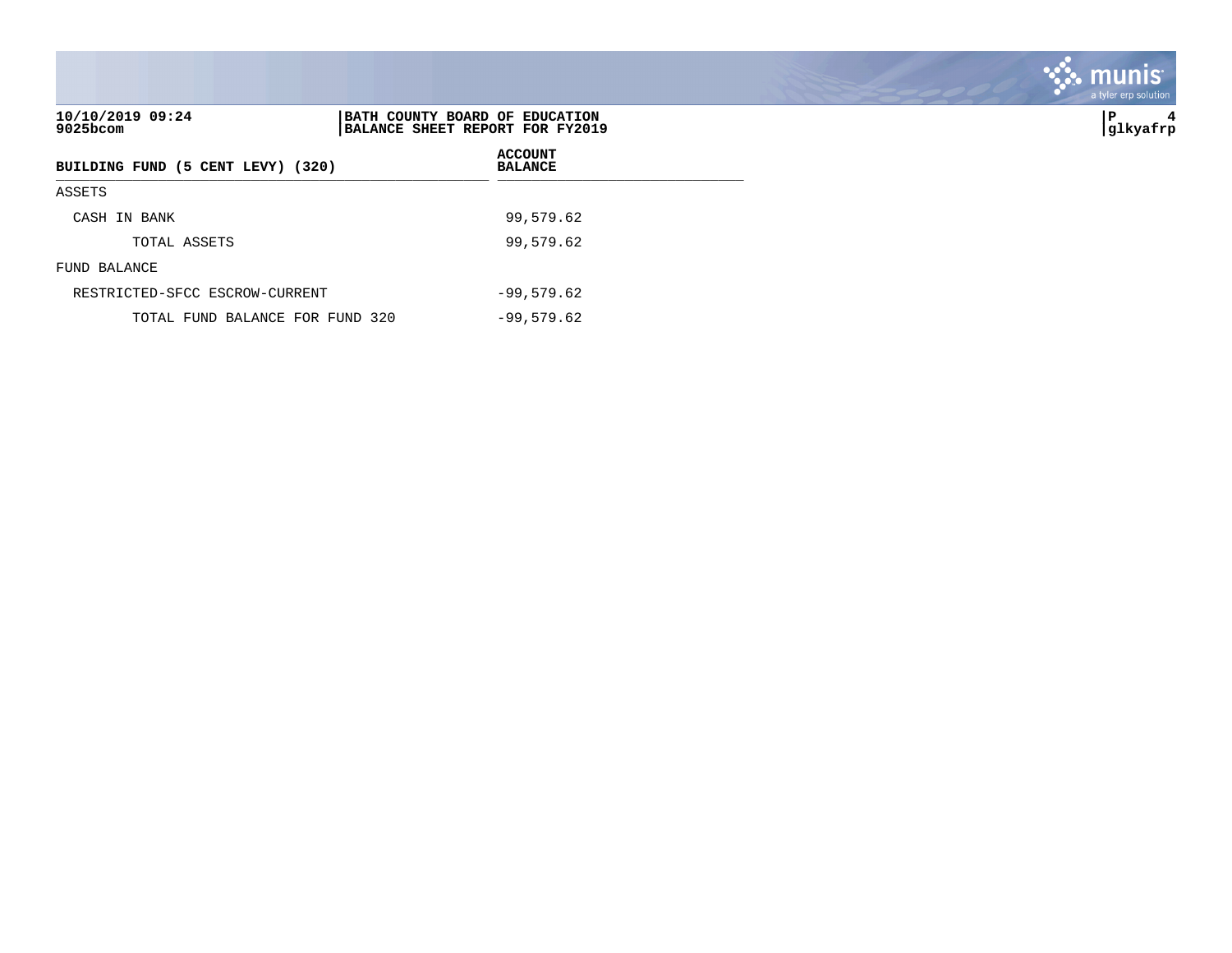10/10/2019 09:24
9025bcom

**BATH COUNTY BOARD OF EDUCATION**
**BALANCE SHEET REPORT FOR FY2019**

glkyafrp

| BUILDING FUND (5 CENT LEVY) (320) | ACCOUNT BALANCE |
|---|---|
| ASSETS | |
| CASH IN BANK | 99,579.62 |
| TOTAL ASSETS | 99,579.62 |
| FUND BALANCE | |
| RESTRICTED-SFCC ESCROW-CURRENT | -99,579.62 |
| TOTAL FUND BALANCE FOR FUND 320 | -99,579.62 |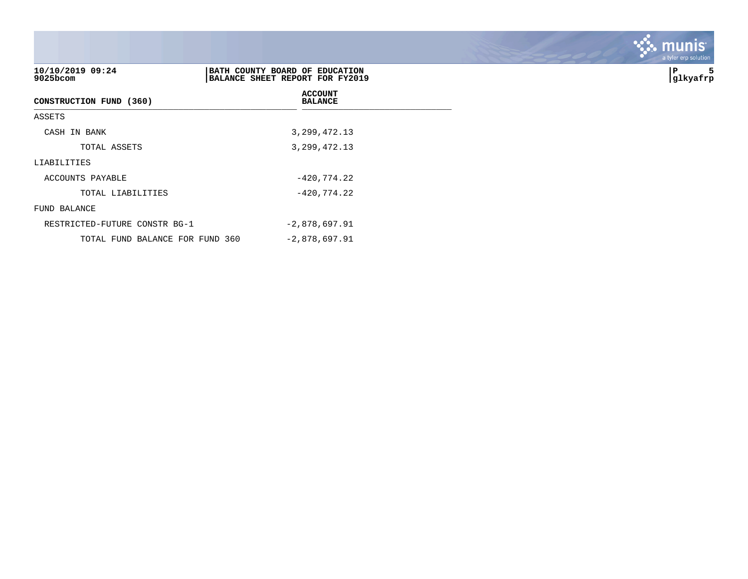10/10/2019 09:24
9025bcom

**BATH COUNTY BOARD OF EDUCATION**
**BALANCE SHEET REPORT FOR FY2019**

glkyafrp

| CONSTRUCTION FUND (360) | ACCOUNT BALANCE |
|---|---|
| ASSETS | |
| CASH IN BANK | 3,299,472.13 |
| TOTAL ASSETS | 3,299,472.13 |
| LIABILITIES | |
| ACCOUNTS PAYABLE | -420,774.22 |
| TOTAL LIABILITIES | -420,774.22 |
| FUND BALANCE | |
| RESTRICTED-FUTURE CONSTR BG-1 | -2,878,697.91 |
| TOTAL FUND BALANCE FOR FUND 360 | -2,878,697.91 |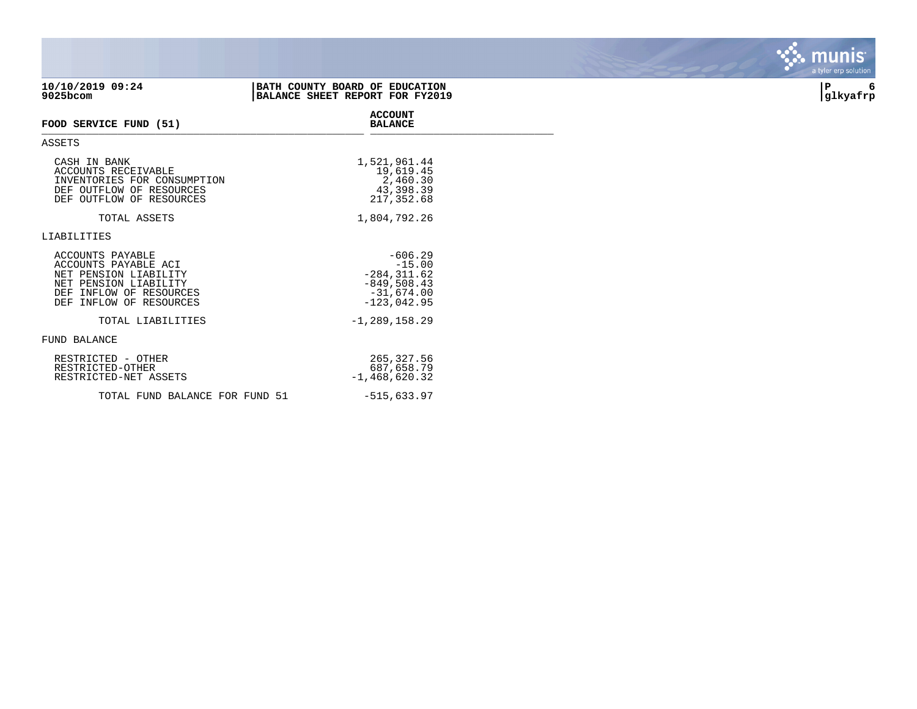10/10/2019 09:24
9025bcom

**BATH COUNTY BOARD OF EDUCATION**
**BALANCE SHEET REPORT FOR FY2019**

P 6
glkyafrp

| FOOD SERVICE FUND (51) | ACCOUNT BALANCE |
|---|---|
| ASSETS | |
| CASH IN BANK | 1,521,961.44 |
| ACCOUNTS RECEIVABLE | 19,619.45 |
| INVENTORIES FOR CONSUMPTION | 2,460.30 |
| DEF OUTFLOW OF RESOURCES | 43,398.39 |
| DEF OUTFLOW OF RESOURCES | 217,352.68 |
| TOTAL ASSETS | 1,804,792.26 |
| LIABILITIES | |
| ACCOUNTS PAYABLE | -606.29 |
| ACCOUNTS PAYABLE ACI | -15.00 |
| NET PENSION LIABILITY | -284,311.62 |
| NET PENSION LIABILITY | -849,508.43 |
| DEF INFLOW OF RESOURCES | -31,674.00 |
| DEF INFLOW OF RESOURCES | -123,042.95 |
| TOTAL LIABILITIES | -1,289,158.29 |
| FUND BALANCE | |
| RESTRICTED - OTHER | 265,327.56 |
| RESTRICTED-OTHER | 687,658.79 |
| RESTRICTED-NET ASSETS | -1,468,620.32 |
| TOTAL FUND BALANCE FOR FUND 51 | -515,633.97 |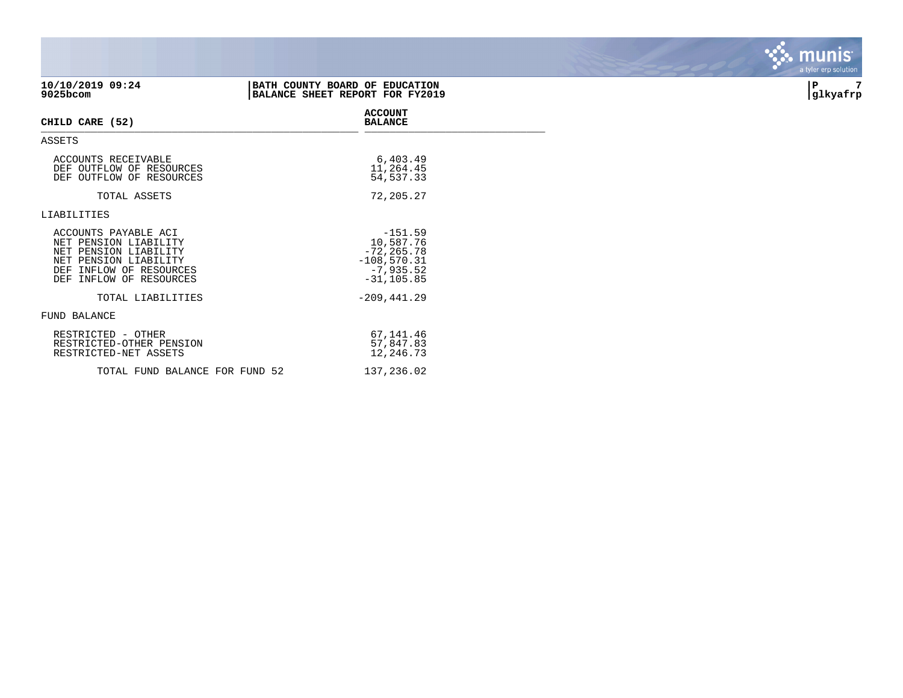10/10/2019 09:24
9025bcom

**BATH COUNTY BOARD OF EDUCATION**
**BALANCE SHEET REPORT FOR FY2019**

glkyafrp

| CHILD CARE (52) | ACCOUNT BALANCE |
|---|---|
| ASSETS | |
| ACCOUNTS RECEIVABLE | 6,403.49 |
| DEF OUTFLOW OF RESOURCES | 11,264.45 |
| DEF OUTFLOW OF RESOURCES | 54,537.33 |
| TOTAL ASSETS | 72,205.27 |
| LIABILITIES | |
| ACCOUNTS PAYABLE ACI | -151.59 |
| NET PENSION LIABILITY | 10,587.76 |
| NET PENSION LIABILITY | -72,265.78 |
| NET PENSION LIABILITY | -108,570.31 |
| DEF INFLOW OF RESOURCES | -7,935.52 |
| DEF INFLOW OF RESOURCES | -31,105.85 |
| TOTAL LIABILITIES | -209,441.29 |
| FUND BALANCE | |
| RESTRICTED - OTHER | 67,141.46 |
| RESTRICTED-OTHER PENSION | 57,847.83 |
| RESTRICTED-NET ASSETS | 12,246.73 |
| TOTAL FUND BALANCE FOR FUND 52 | 137,236.02 |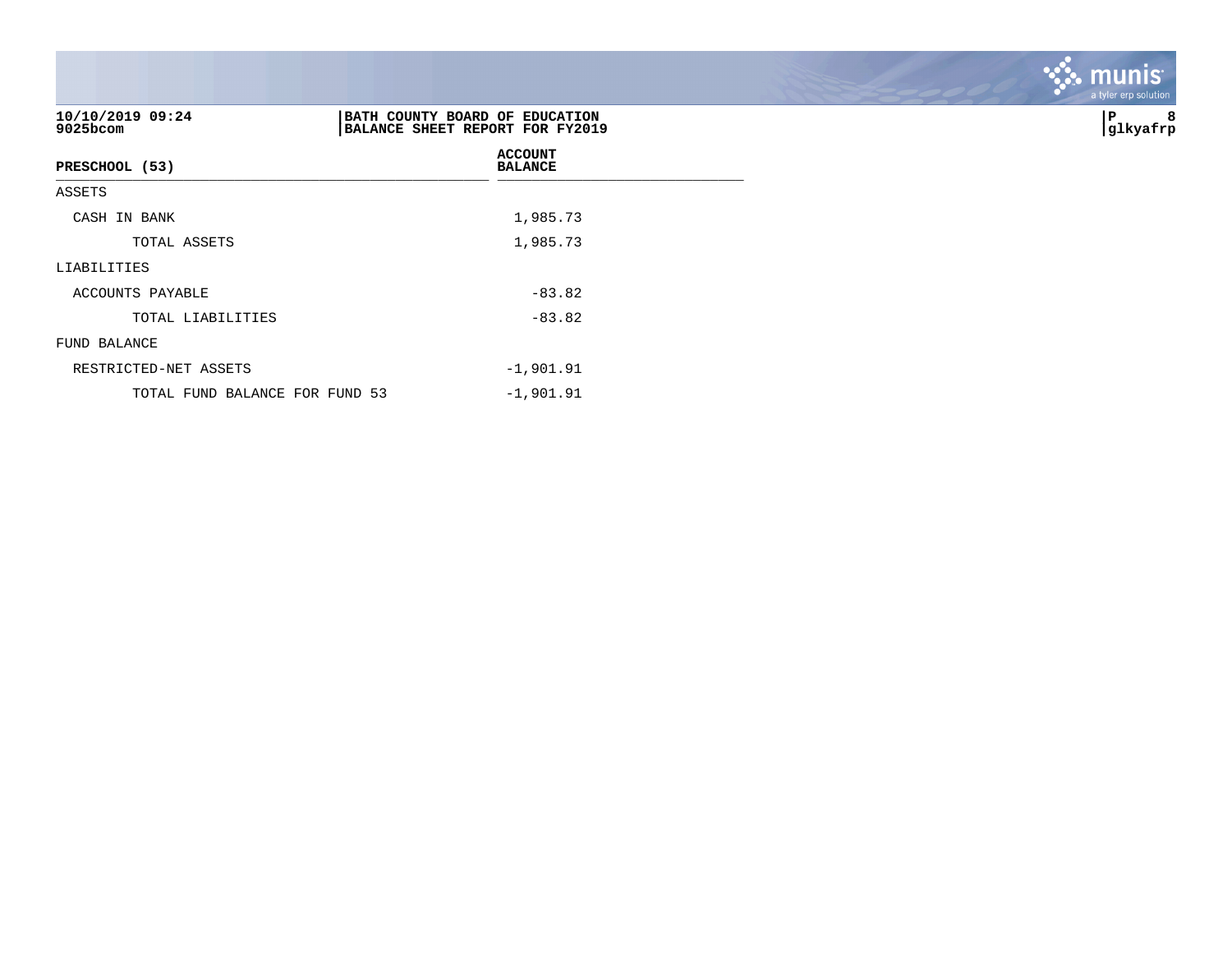10/10/2019 09:24
9025bcom

**BATH COUNTY BOARD OF EDUCATION**
**BALANCE SHEET REPORT FOR FY2019**

P 8
glkyafrp

| PRESCHOOL (53) | ACCOUNT BALANCE |
|---|---|
| ASSETS | |
| CASH IN BANK | 1,985.73 |
| TOTAL ASSETS | 1,985.73 |
| LIABILITIES | |
| ACCOUNTS PAYABLE | -83.82 |
| TOTAL LIABILITIES | -83.82 |
| FUND BALANCE | |
| RESTRICTED-NET ASSETS | -1,901.91 |
| TOTAL FUND BALANCE FOR FUND 53 | -1,901.91 |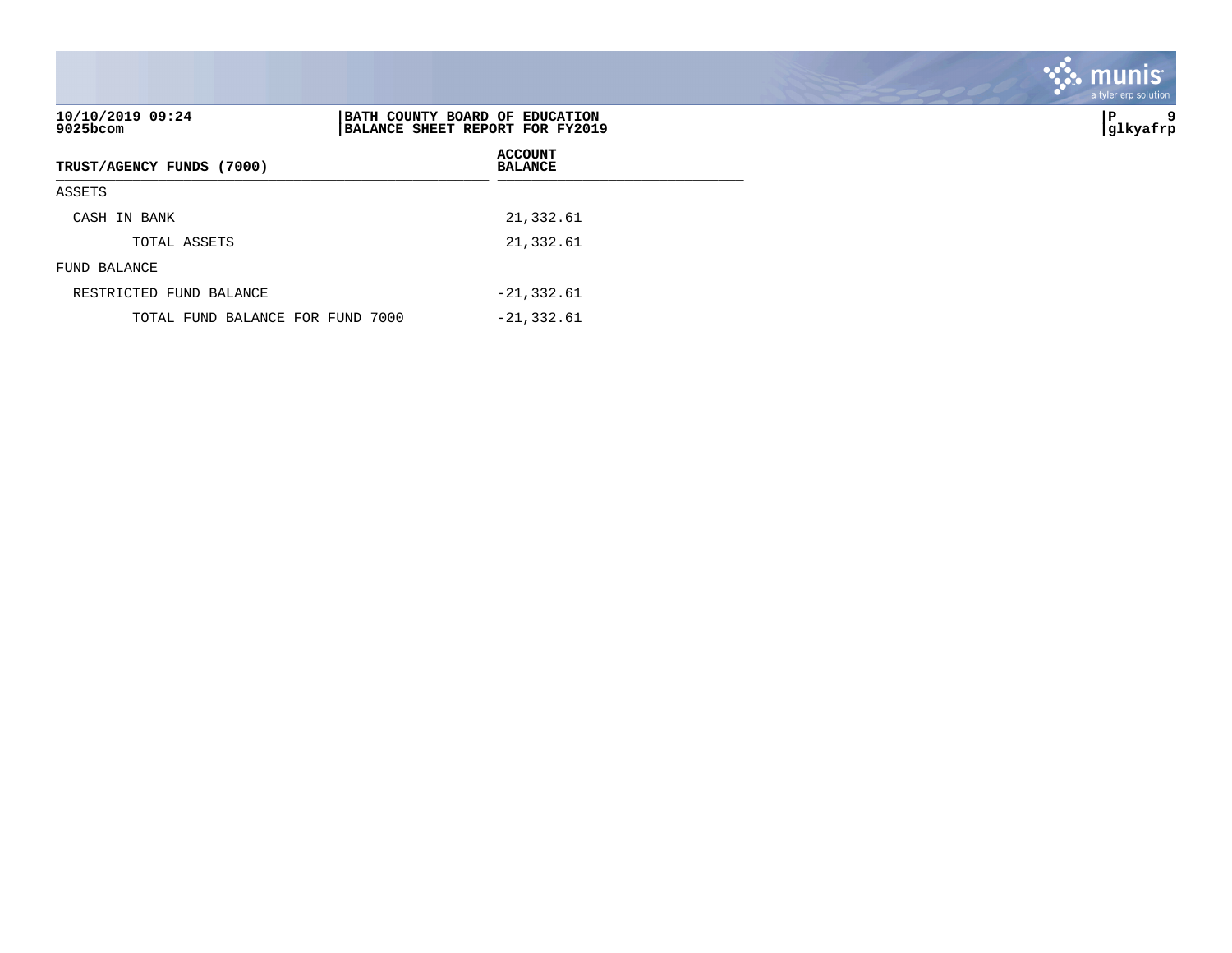10/10/2019 09:24
9025bcom

**BATH COUNTY BOARD OF EDUCATION**
**BALANCE SHEET REPORT FOR FY2019**

glkyafrp

| TRUST/AGENCY FUNDS (7000) | ACCOUNT BALANCE |
|---|---|
| ASSETS | |
| CASH IN BANK | 21,332.61 |
| TOTAL ASSETS | 21,332.61 |
| FUND BALANCE | |
| RESTRICTED FUND BALANCE | -21,332.61 |
| TOTAL FUND BALANCE FOR FUND 7000 | -21,332.61 |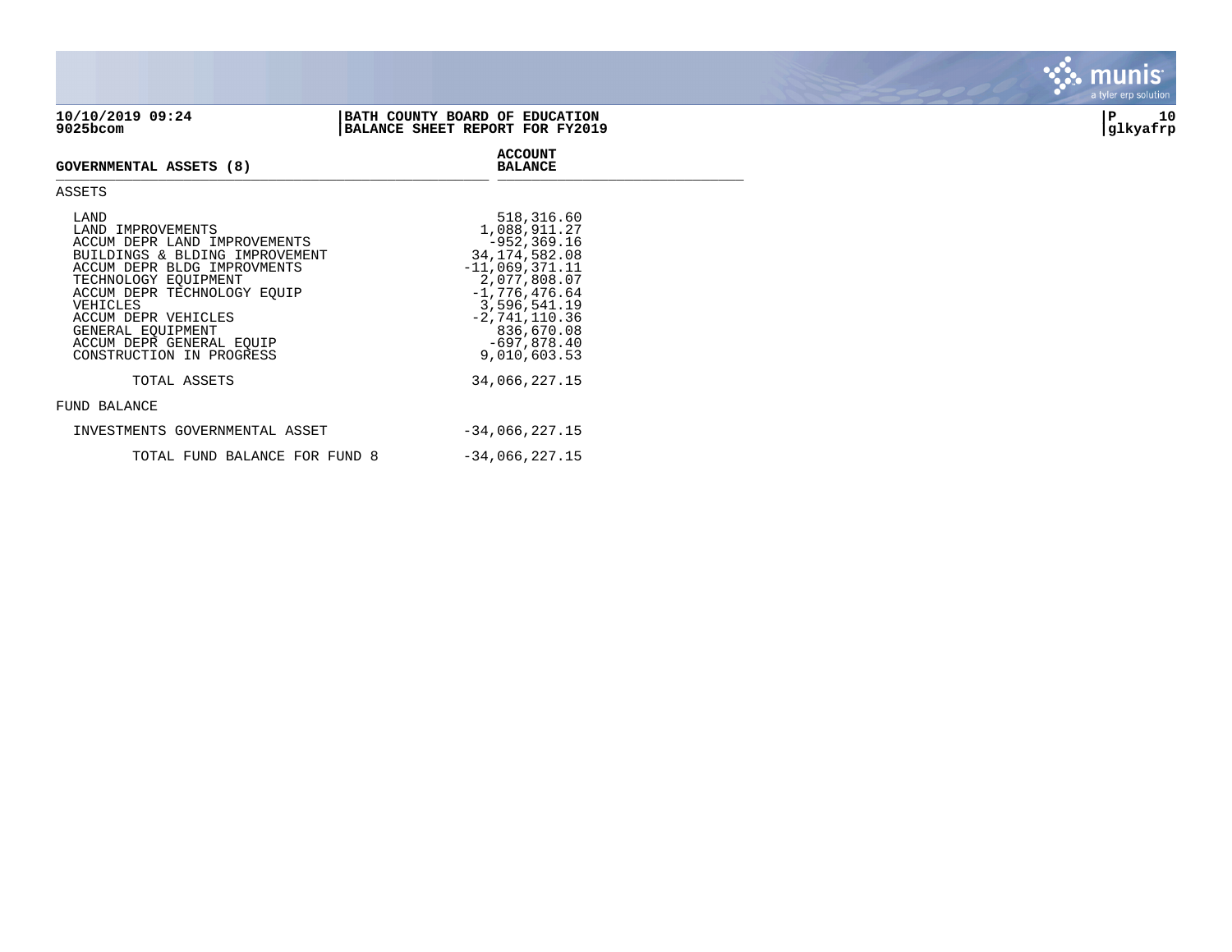**10/10/2019 09:24**
**9025bcom**

**BATH COUNTY BOARD OF EDUCATION**
**BALANCE SHEET REPORT FOR FY2019**

**P 10**
**glkyafrp**

| GOVERNMENTAL ASSETS (8) | ACCOUNT BALANCE |
|---|---:|
| ASSETS | |
| LAND | 518,316.60 |
| LAND IMPROVEMENTS | 1,088,911.27 |
| ACCUM DEPR LAND IMPROVEMENTS | -952,369.16 |
| BUILDINGS & BLDING IMPROVEMENT | 34,174,582.08 |
| ACCUM DEPR BLDG IMPROVMENTS | -11,069,371.11 |
| TECHNOLOGY EQUIPMENT | 2,077,808.07 |
| ACCUM DEPR TECHNOLOGY EQUIP | -1,776,476.64 |
| VEHICLES | 3,596,541.19 |
| ACCUM DEPR VEHICLES | -2,741,110.36 |
| GENERAL EQUIPMENT | 836,670.08 |
| ACCUM DEPR GENERAL EQUIP | -697,878.40 |
| CONSTRUCTION IN PROGRESS | 9,010,603.53 |
| TOTAL ASSETS | 34,066,227.15 |
| FUND BALANCE | |
| INVESTMENTS GOVERNMENTAL ASSET | -34,066,227.15 |
| TOTAL FUND BALANCE FOR FUND 8 | -34,066,227.15 |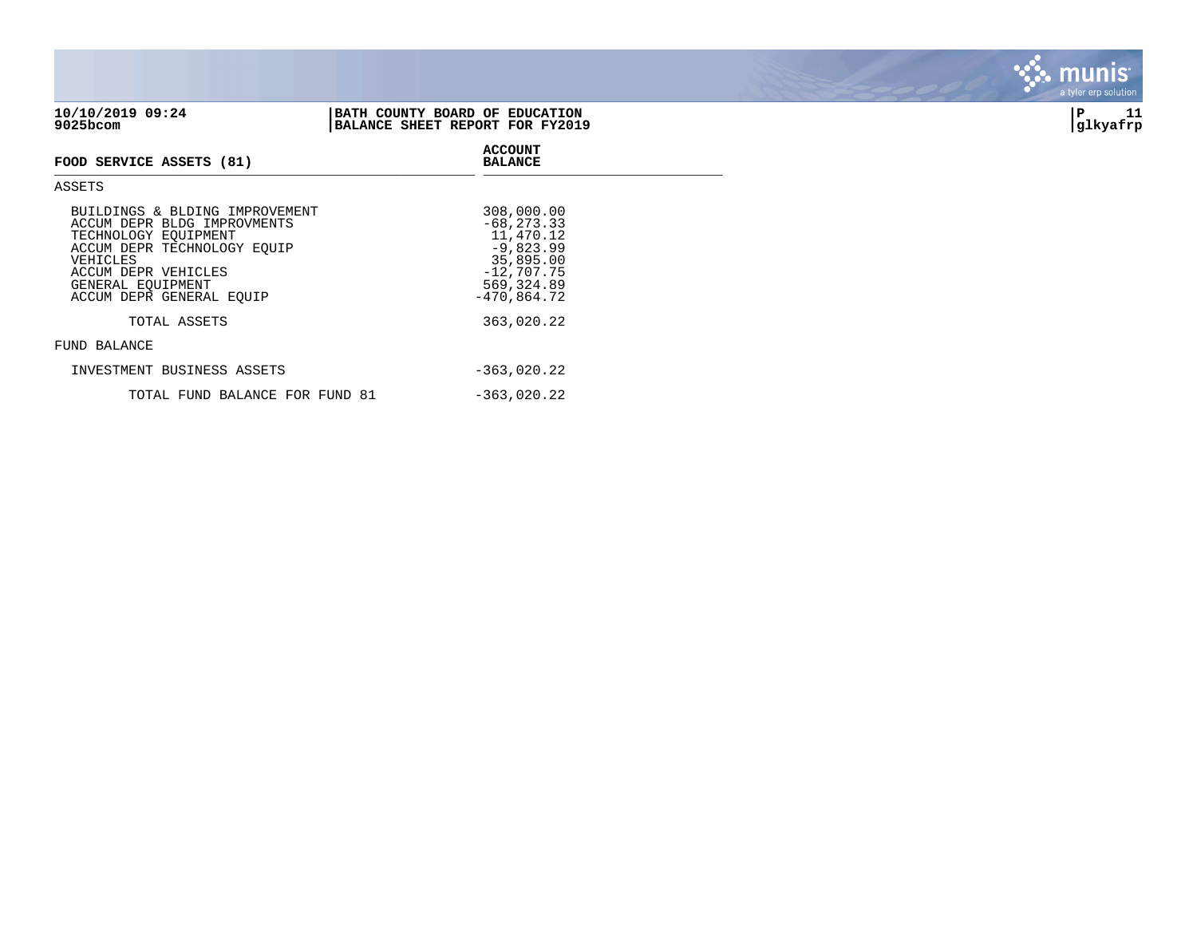**BATH COUNTY BOARD OF EDUCATION**
**BALANCE SHEET REPORT FOR FY2019**

10/10/2019 09:24
9025bcom

| FOOD SERVICE ASSETS (81) | ACCOUNT BALANCE |
|---|---|
| **ASSETS** | |
| BUILDINGS & BLDING IMPROVEMENT | 308,000.00 |
| ACCUM DEPR BLDG IMPROVMENTS | -68,273.33 |
| TECHNOLOGY EQUIPMENT | 11,470.12 |
| ACCUM DEPR TECHNOLOGY EQUIP | -9,823.99 |
| VEHICLES | 35,895.00 |
| ACCUM DEPR VEHICLES | -12,707.75 |
| GENERAL EQUIPMENT | 569,324.89 |
| ACCUM DEPR GENERAL EQUIP | -470,864.72 |
| TOTAL ASSETS | 363,020.22 |
| **FUND BALANCE** | |
| INVESTMENT BUSINESS ASSETS | -363,020.22 |
| TOTAL FUND BALANCE FOR FUND 81 | -363,020.22 |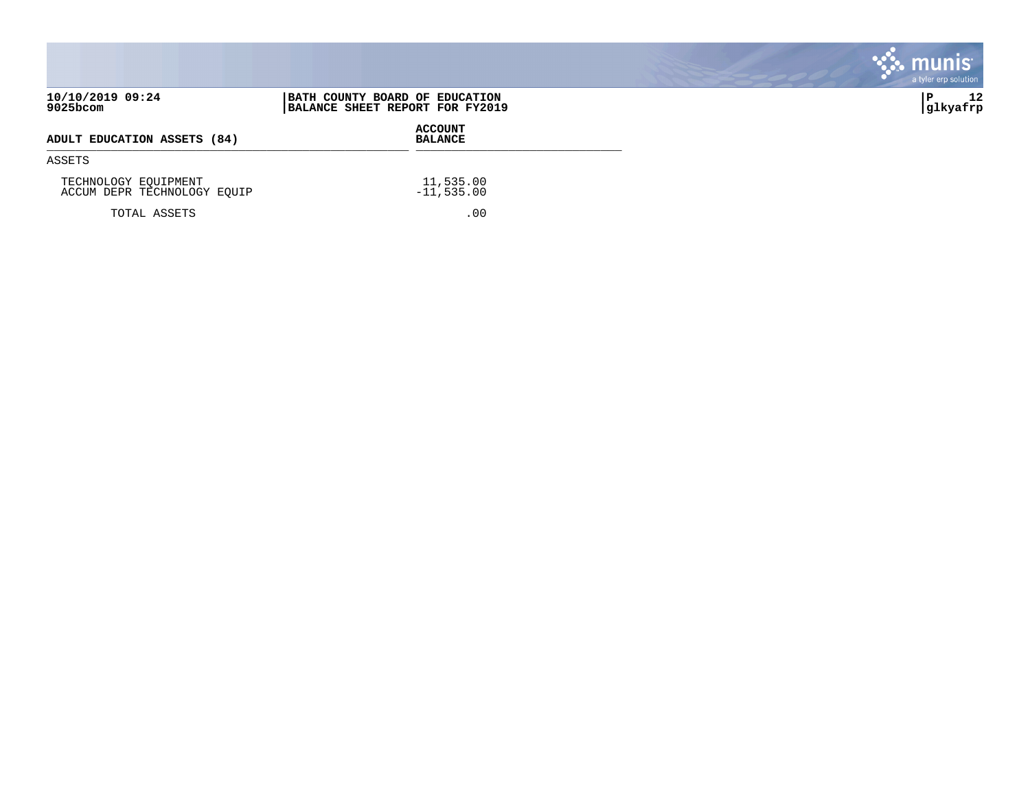**10/10/2019 09:24**
**9025bcom**

**BATH COUNTY BOARD OF EDUCATION**
**BALANCE SHEET REPORT FOR FY2019**

**P 12**
**glkyafrp**

| ADULT EDUCATION ASSETS (84) | ACCOUNT BALANCE |
|---|---|
| ASSETS | |
| TECHNOLOGY EQUIPMENT | 11,535.00 |
| ACCUM DEPR TECHNOLOGY EQUIP | -11,535.00 |
| TOTAL ASSETS | .00 |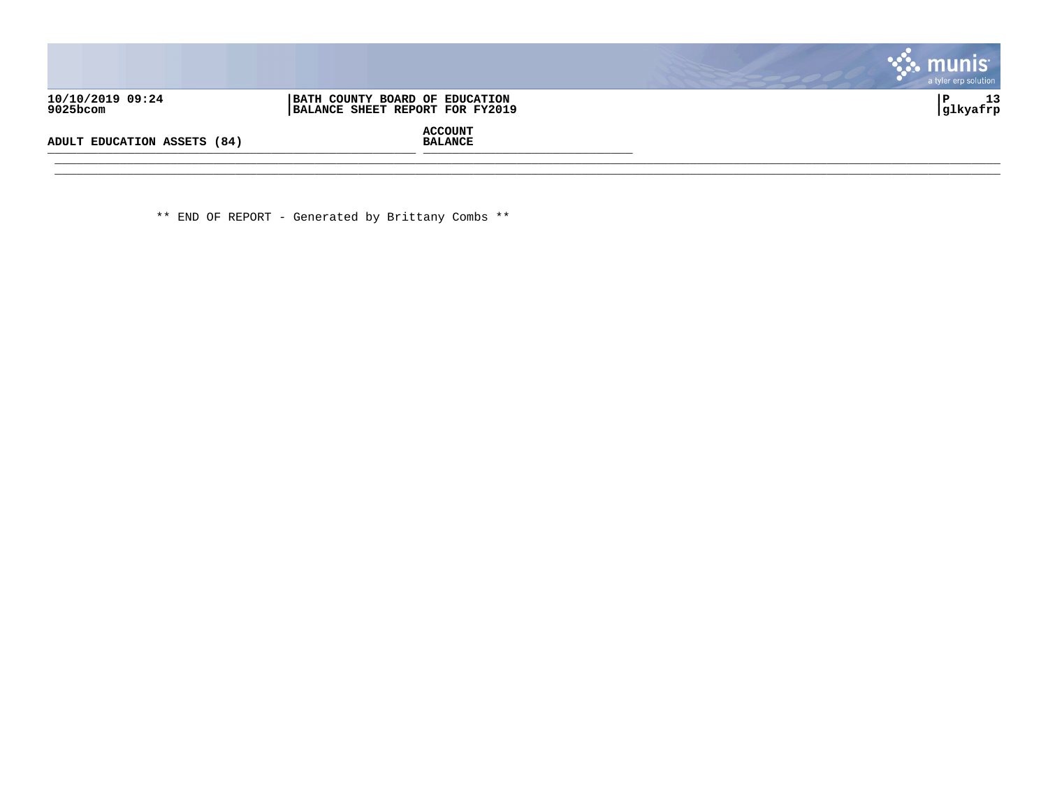ADULT EDUCATION ASSETS (84)

| | ACCOUNT BALANCE |
|---|---|

** END OF REPORT - Generated by Brittany Combs **